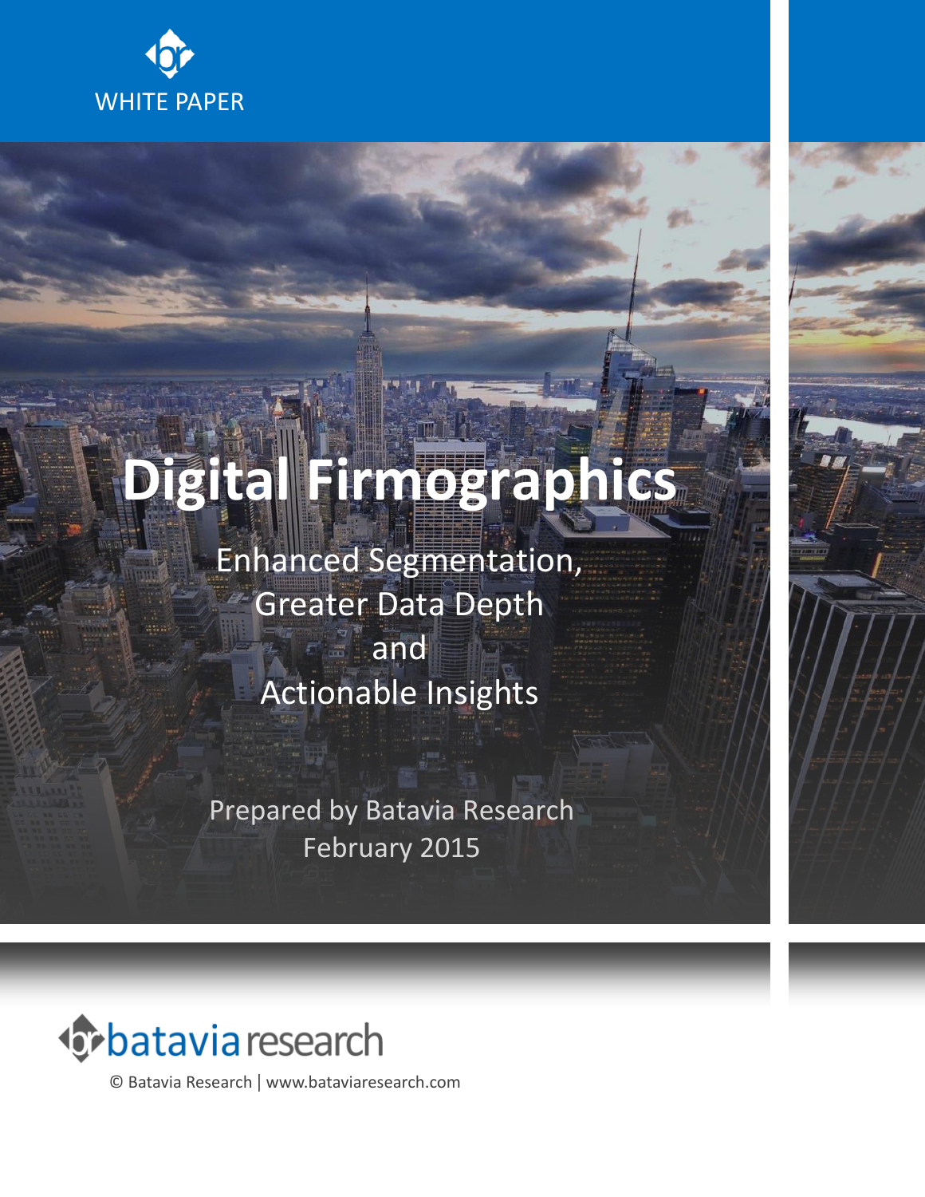WHITE PAPER

# Digital Firmographics

## Enhanced Segmentation, Greater Data Depth and Actionable Insights

Prepared by Batavia Research
February 2015

batavia research

© Batavia Research | www.bataviaresearch.com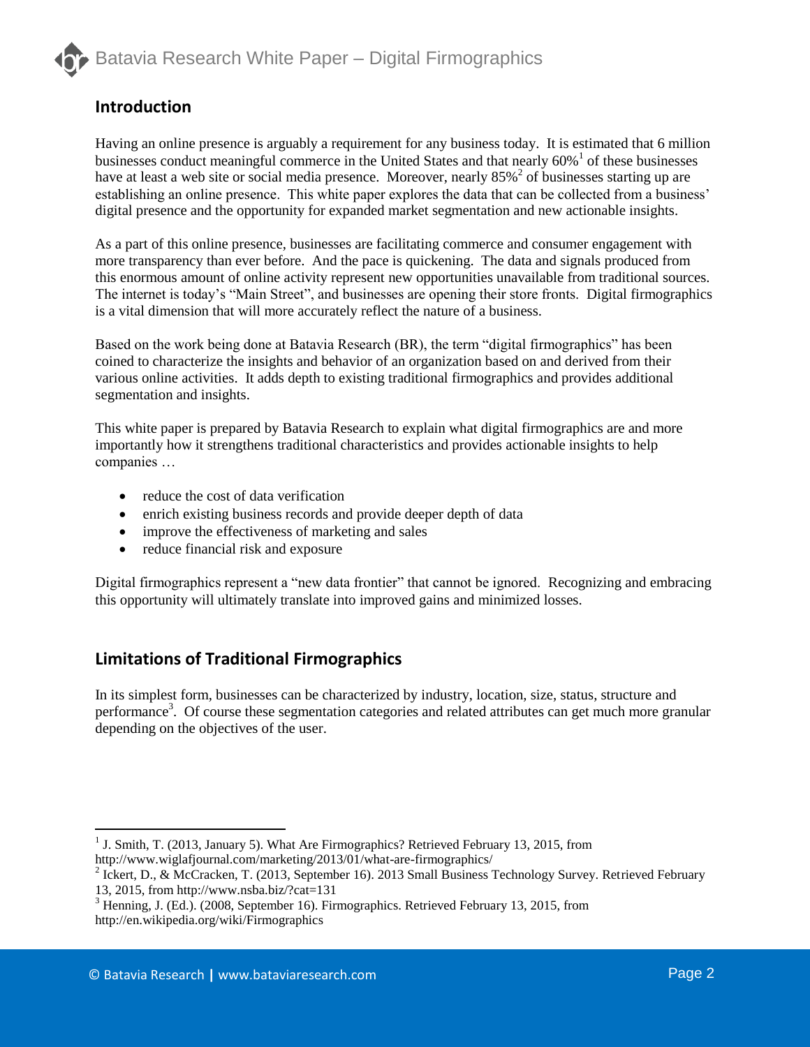## Introduction

Having an online presence is arguably a requirement for any business today. It is estimated that 6 million businesses conduct meaningful commerce in the United States and that nearly 60%[1] of these businesses have at least a web site or social media presence. Moreover, nearly 85%[2] of businesses starting up are establishing an online presence. This white paper explores the data that can be collected from a business' digital presence and the opportunity for expanded market segmentation and new actionable insights.

As a part of this online presence, businesses are facilitating commerce and consumer engagement with more transparency than ever before. And the pace is quickening. The data and signals produced from this enormous amount of online activity represent new opportunities unavailable from traditional sources. The internet is today's "Main Street", and businesses are opening their store fronts. Digital firmographics is a vital dimension that will more accurately reflect the nature of a business.

Based on the work being done at Batavia Research (BR), the term "digital firmographics" has been coined to characterize the insights and behavior of an organization based on and derived from their various online activities. It adds depth to existing traditional firmographics and provides additional segmentation and insights.

This white paper is prepared by Batavia Research to explain what digital firmographics are and more importantly how it strengthens traditional characteristics and provides actionable insights to help companies …

- reduce the cost of data verification
- enrich existing business records and provide deeper depth of data
- improve the effectiveness of marketing and sales
- reduce financial risk and exposure

Digital firmographics represent a "new data frontier" that cannot be ignored. Recognizing and embracing this opportunity will ultimately translate into improved gains and minimized losses.

## Limitations of Traditional Firmographics

In its simplest form, businesses can be characterized by industry, location, size, status, structure and performance[3]. Of course these segmentation categories and related attributes can get much more granular depending on the objectives of the user.

---

[1] J. Smith, T. (2013, January 5). What Are Firmographics? Retrieved February 13, 2015, from http://www.wiglafjournal.com/marketing/2013/01/what-are-firmographics/

[2] Ickert, D., & McCracken, T. (2013, September 16). 2013 Small Business Technology Survey. Retrieved February 13, 2015, from http://www.nsba.biz/?cat=131

[3] Henning, J. (Ed.). (2008, September 16). Firmographics. Retrieved February 13, 2015, from http://en.wikipedia.org/wiki/Firmographics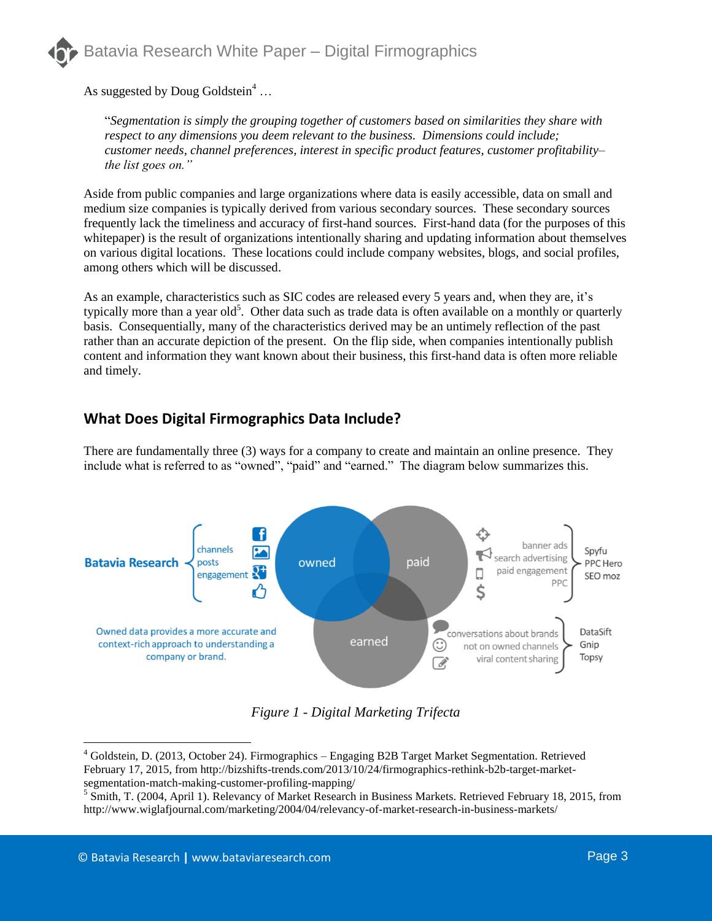As suggested by Doug Goldstein[4] …

> "*Segmentation is simply the grouping together of customers based on similarities they share with respect to any dimensions you deem relevant to the business. Dimensions could include; customer needs, channel preferences, interest in specific product features, customer profitability– the list goes on.*"

Aside from public companies and large organizations where data is easily accessible, data on small and medium size companies is typically derived from various secondary sources. These secondary sources frequently lack the timeliness and accuracy of first-hand sources. First-hand data (for the purposes of this whitepaper) is the result of organizations intentionally sharing and updating information about themselves on various digital locations. These locations could include company websites, blogs, and social profiles, among others which will be discussed.

As an example, characteristics such as SIC codes are released every 5 years and, when they are, it's typically more than a year old[5]. Other data such as trade data is often available on a monthly or quarterly basis. Consequentially, many of the characteristics derived may be an untimely reflection of the past rather than an accurate depiction of the present. On the flip side, when companies intentionally publish content and information they want known about their business, this first-hand data is often more reliable and timely.

## What Does Digital Firmographics Data Include?

There are fundamentally three (3) ways for a company to create and maintain an online presence. They include what is referred to as "owned", "paid" and "earned." The diagram below summarizes this.

*Figure 1 - Digital Marketing Trifecta*

---

[4] Goldstein, D. (2013, October 24). Firmographics – Engaging B2B Target Market Segmentation. Retrieved February 17, 2015, from http://bizshifts-trends.com/2013/10/24/firmographics-rethink-b2b-target-market-segmentation-match-making-customer-profiling-mapping/

[5] Smith, T. (2004, April 1). Relevancy of Market Research in Business Markets. Retrieved February 18, 2015, from http://www.wiglafjournal.com/marketing/2004/04/relevancy-of-market-research-in-business-markets/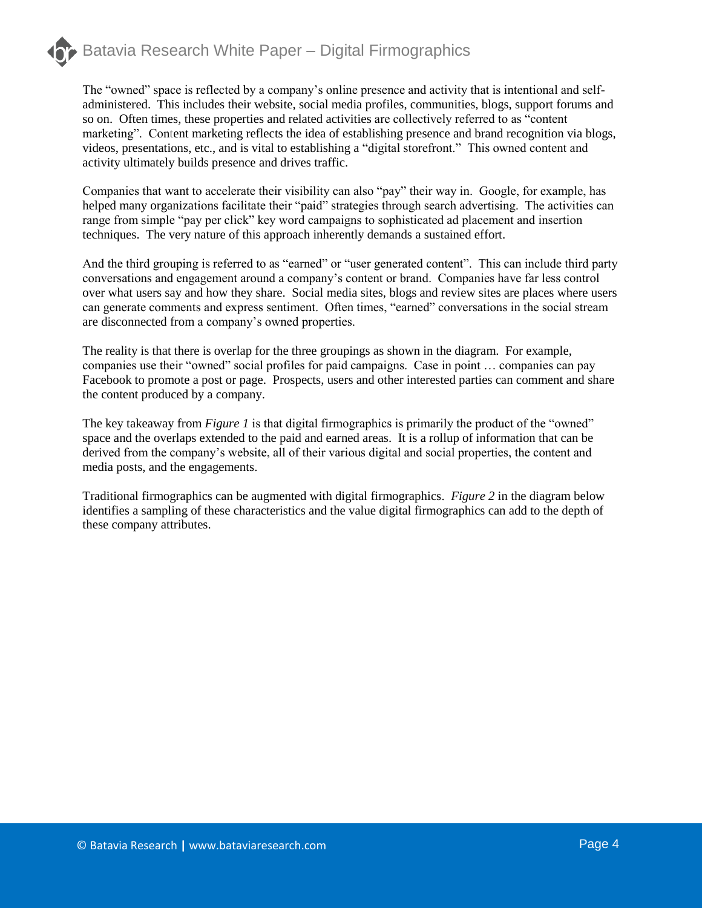The "owned" space is reflected by a company's online presence and activity that is intentional and self-administered. This includes their website, social media profiles, communities, blogs, support forums and so on. Often times, these properties and related activities are collectively referred to as "content marketing". Content marketing reflects the idea of establishing presence and brand recognition via blogs, videos, presentations, etc., and is vital to establishing a "digital storefront." This owned content and activity ultimately builds presence and drives traffic.

Companies that want to accelerate their visibility can also "pay" their way in. Google, for example, has helped many organizations facilitate their "paid" strategies through search advertising. The activities can range from simple "pay per click" key word campaigns to sophisticated ad placement and insertion techniques. The very nature of this approach inherently demands a sustained effort.

And the third grouping is referred to as "earned" or "user generated content". This can include third party conversations and engagement around a company's content or brand. Companies have far less control over what users say and how they share. Social media sites, blogs and review sites are places where users can generate comments and express sentiment. Often times, "earned" conversations in the social stream are disconnected from a company's owned properties.

The reality is that there is overlap for the three groupings as shown in the diagram. For example, companies use their "owned" social profiles for paid campaigns. Case in point … companies can pay Facebook to promote a post or page. Prospects, users and other interested parties can comment and share the content produced by a company.

The key takeaway from *Figure 1* is that digital firmographics is primarily the product of the "owned" space and the overlaps extended to the paid and earned areas. It is a rollup of information that can be derived from the company's website, all of their various digital and social properties, the content and media posts, and the engagements.

Traditional firmographics can be augmented with digital firmographics. *Figure 2* in the diagram below identifies a sampling of these characteristics and the value digital firmographics can add to the depth of these company attributes.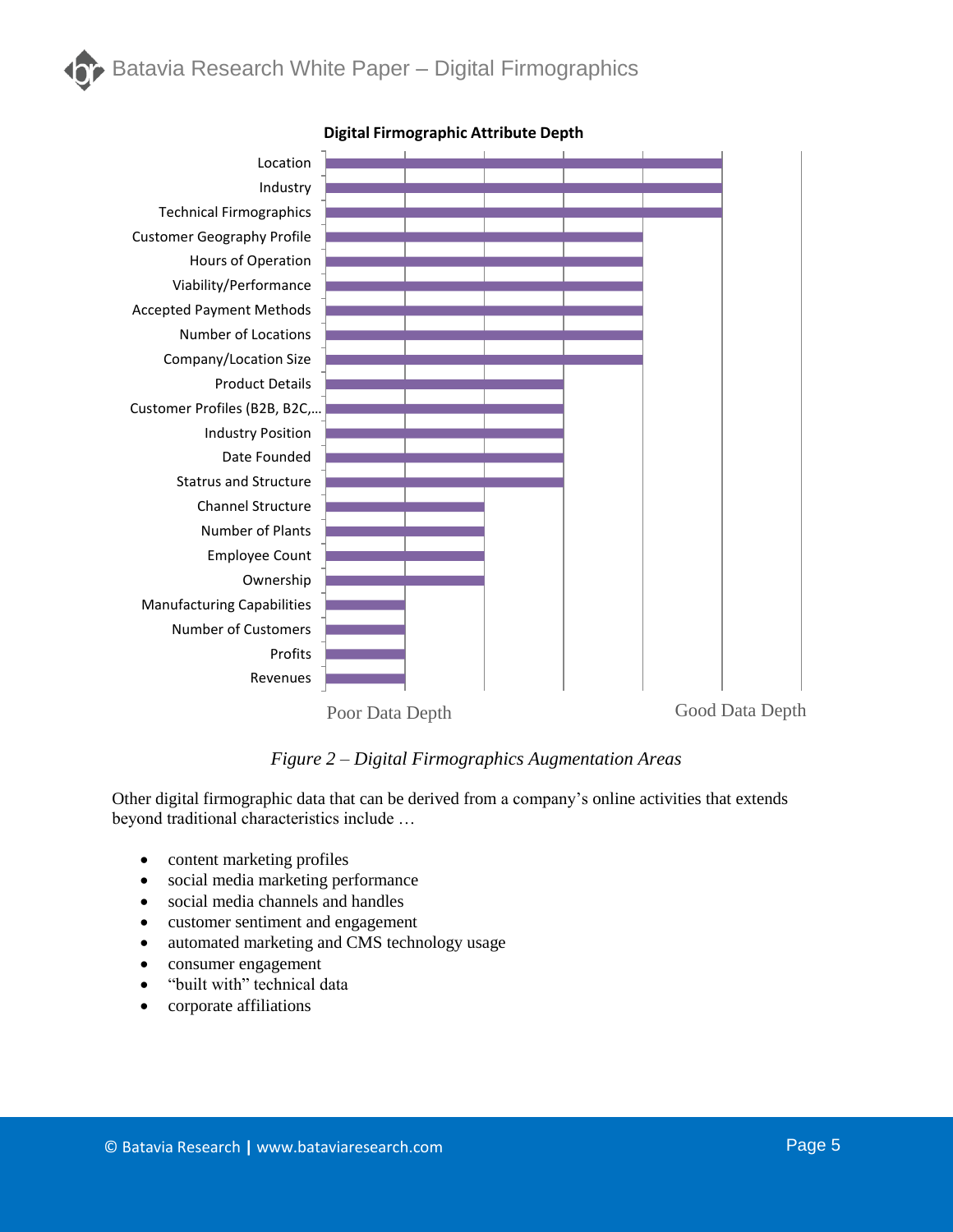**Digital Firmographic Attribute Depth**

| Attribute | Depth (Poor → Good, scale 1–5) |
| --- | --- |
| Location | 5 |
| Industry | 5 |
| Technical Firmographics | 5 |
| Customer Geography Profile | 4 |
| Hours of Operation | 4 |
| Viability/Performance | 4 |
| Accepted Payment Methods | 4 |
| Number of Locations | 4 |
| Company/Location Size | 4 |
| Product Details | 3 |
| Customer Profiles (B2B, B2C,… | 3 |
| Industry Position | 3 |
| Date Founded | 3 |
| Statrus and Structure | 3 |
| Channel Structure | 2 |
| Number of Plants | 2 |
| Employee Count | 2 |
| Ownership | 2 |
| Manufacturing Capabilities | 1 |
| Number of Customers | 1 |
| Profits | 1 |
| Revenues | 1 |

Poor Data Depth — Good Data Depth

*Figure 2 – Digital Firmographics Augmentation Areas*

Other digital firmographic data that can be derived from a company's online activities that extends beyond traditional characteristics include …

- content marketing profiles
- social media marketing performance
- social media channels and handles
- customer sentiment and engagement
- automated marketing and CMS technology usage
- consumer engagement
- "built with" technical data
- corporate affiliations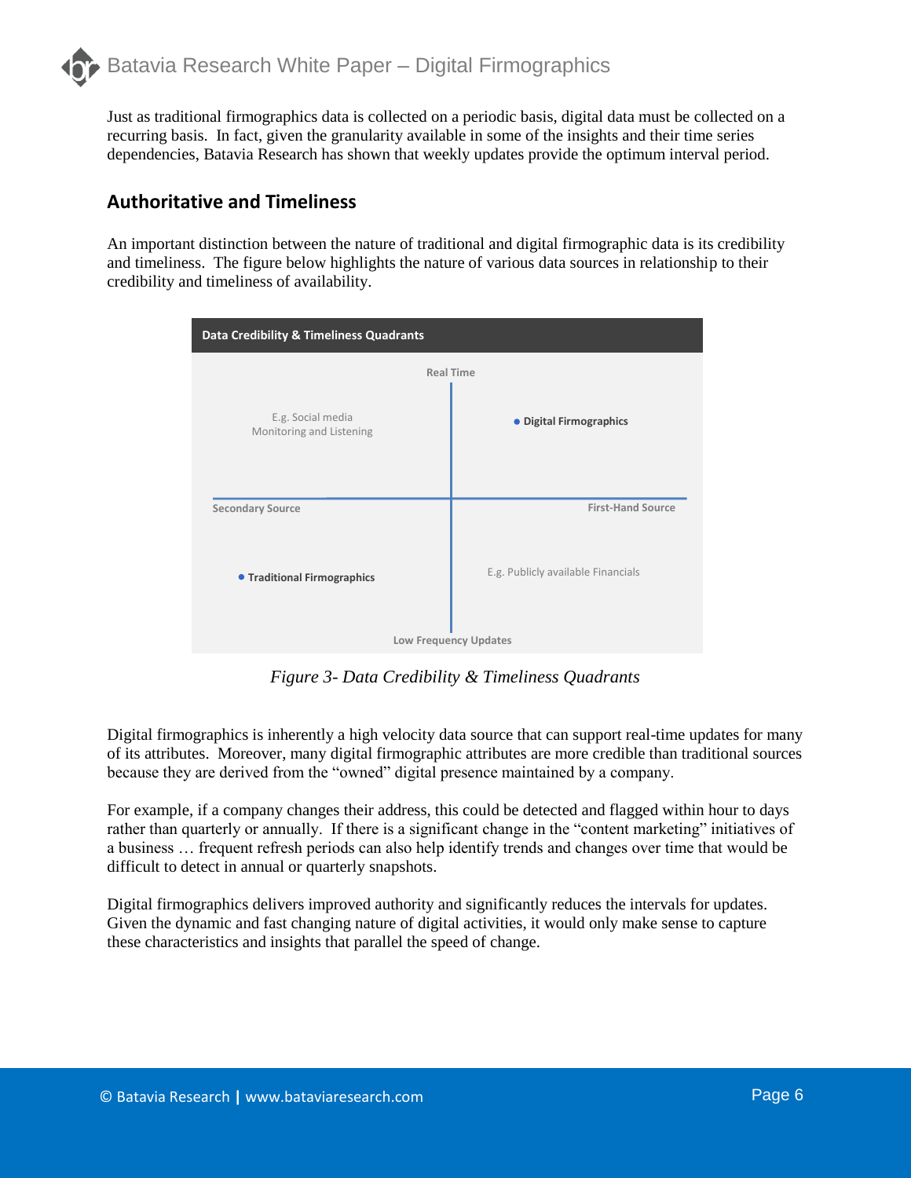Just as traditional firmographics data is collected on a periodic basis, digital data must be collected on a recurring basis. In fact, given the granularity available in some of the insights and their time series dependencies, Batavia Research has shown that weekly updates provide the optimum interval period.

## Authoritative and Timeliness

An important distinction between the nature of traditional and digital firmographic data is its credibility and timeliness. The figure below highlights the nature of various data sources in relationship to their credibility and timeliness of availability.

**Data Credibility & Timeliness Quadrants**

| | Secondary Source | First-Hand Source |
|---|---|---|
| **Real Time** | E.g. Social media Monitoring and Listening | • Digital Firmographics |
| **Low Frequency Updates** | • Traditional Firmographics | E.g. Publicly available Financials |

*Figure 3- Data Credibility & Timeliness Quadrants*

Digital firmographics is inherently a high velocity data source that can support real-time updates for many of its attributes. Moreover, many digital firmographic attributes are more credible than traditional sources because they are derived from the "owned" digital presence maintained by a company.

For example, if a company changes their address, this could be detected and flagged within hour to days rather than quarterly or annually. If there is a significant change in the "content marketing" initiatives of a business … frequent refresh periods can also help identify trends and changes over time that would be difficult to detect in annual or quarterly snapshots.

Digital firmographics delivers improved authority and significantly reduces the intervals for updates. Given the dynamic and fast changing nature of digital activities, it would only make sense to capture these characteristics and insights that parallel the speed of change.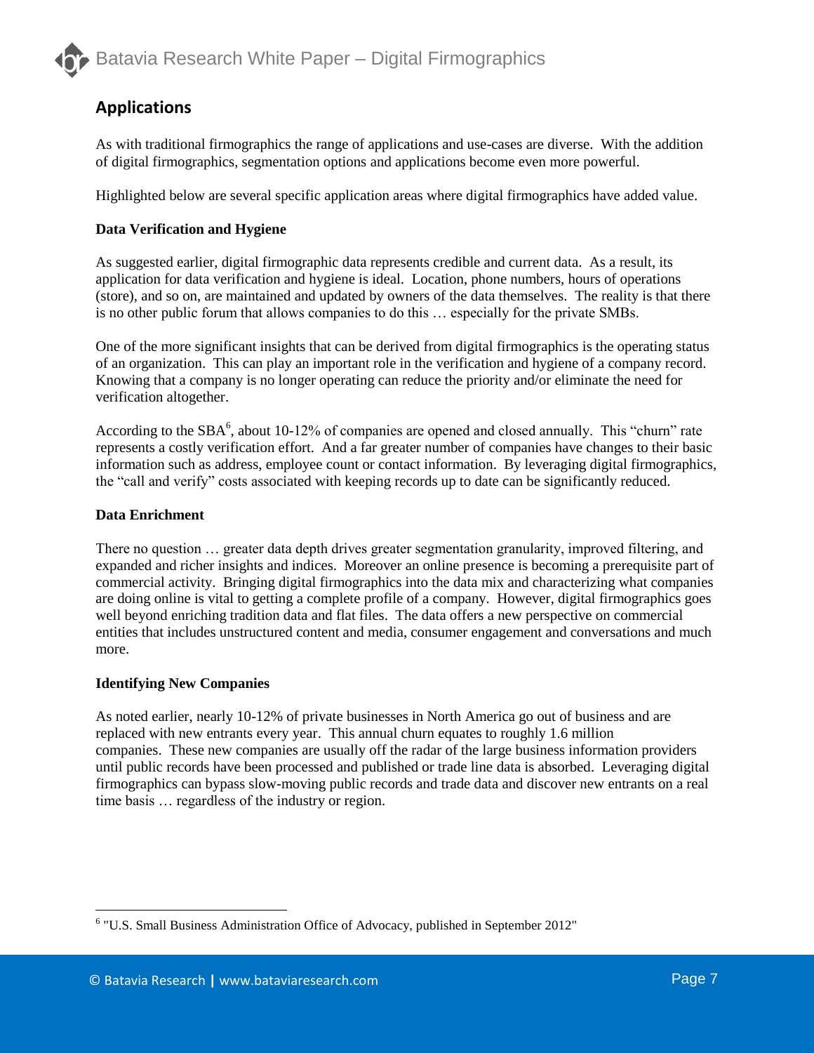## Applications

As with traditional firmographics the range of applications and use-cases are diverse. With the addition of digital firmographics, segmentation options and applications become even more powerful.

Highlighted below are several specific application areas where digital firmographics have added value.

**Data Verification and Hygiene**

As suggested earlier, digital firmographic data represents credible and current data. As a result, its application for data verification and hygiene is ideal. Location, phone numbers, hours of operations (store), and so on, are maintained and updated by owners of the data themselves. The reality is that there is no other public forum that allows companies to do this … especially for the private SMBs.

One of the more significant insights that can be derived from digital firmographics is the operating status of an organization. This can play an important role in the verification and hygiene of a company record. Knowing that a company is no longer operating can reduce the priority and/or eliminate the need for verification altogether.

According to the SBA[6], about 10-12% of companies are opened and closed annually. This "churn" rate represents a costly verification effort. And a far greater number of companies have changes to their basic information such as address, employee count or contact information. By leveraging digital firmographics, the "call and verify" costs associated with keeping records up to date can be significantly reduced.

**Data Enrichment**

There no question … greater data depth drives greater segmentation granularity, improved filtering, and expanded and richer insights and indices. Moreover an online presence is becoming a prerequisite part of commercial activity. Bringing digital firmographics into the data mix and characterizing what companies are doing online is vital to getting a complete profile of a company. However, digital firmographics goes well beyond enriching tradition data and flat files. The data offers a new perspective on commercial entities that includes unstructured content and media, consumer engagement and conversations and much more.

**Identifying New Companies**

As noted earlier, nearly 10-12% of private businesses in North America go out of business and are replaced with new entrants every year. This annual churn equates to roughly 1.6 million companies. These new companies are usually off the radar of the large business information providers until public records have been processed and published or trade line data is absorbed. Leveraging digital firmographics can bypass slow-moving public records and trade data and discover new entrants on a real time basis … regardless of the industry or region.

---

[6] "U.S. Small Business Administration Office of Advocacy, published in September 2012"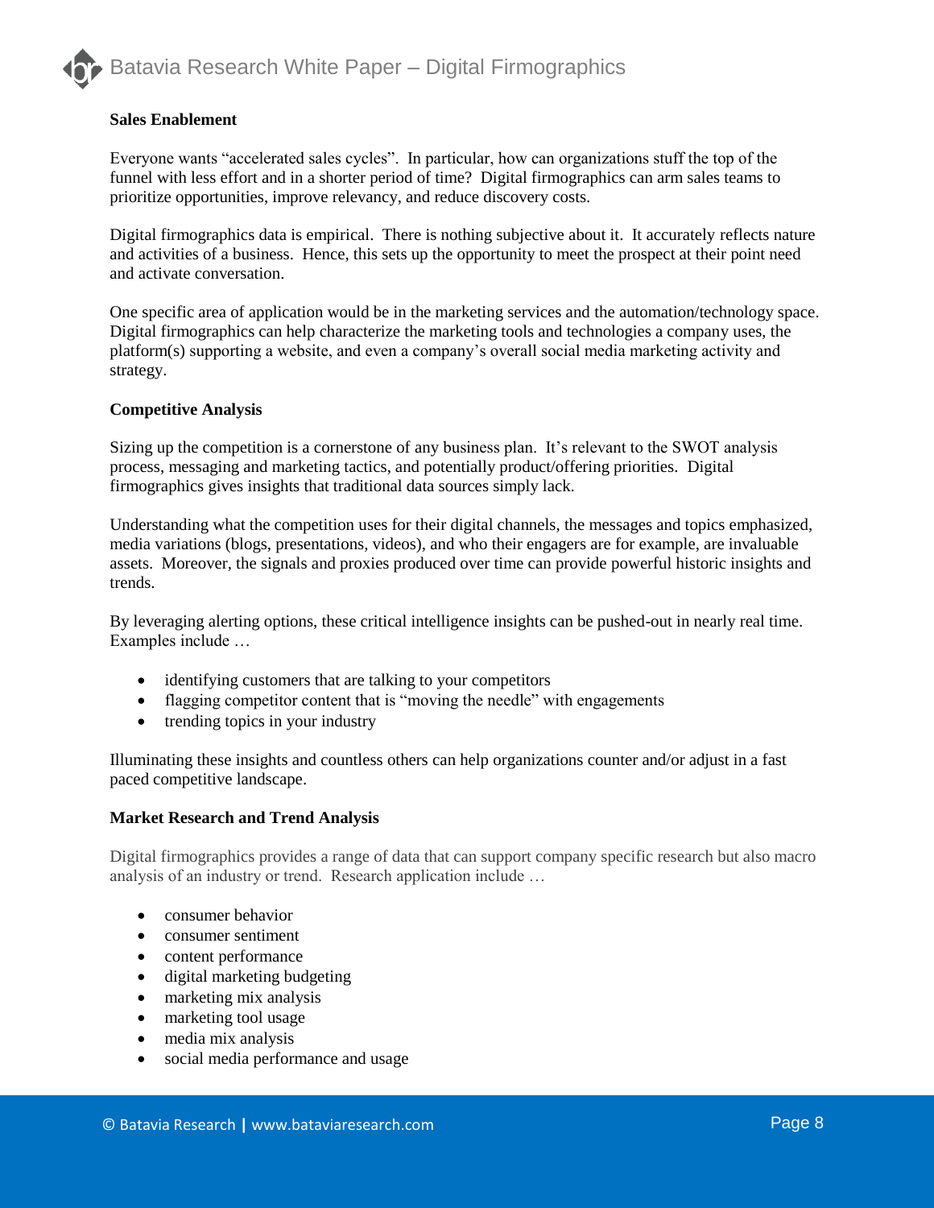**Sales Enablement**

Everyone wants “accelerated sales cycles”. In particular, how can organizations stuff the top of the funnel with less effort and in a shorter period of time? Digital firmographics can arm sales teams to prioritize opportunities, improve relevancy, and reduce discovery costs.

Digital firmographics data is empirical. There is nothing subjective about it. It accurately reflects nature and activities of a business. Hence, this sets up the opportunity to meet the prospect at their point need and activate conversation.

One specific area of application would be in the marketing services and the automation/technology space. Digital firmographics can help characterize the marketing tools and technologies a company uses, the platform(s) supporting a website, and even a company’s overall social media marketing activity and strategy.

**Competitive Analysis**

Sizing up the competition is a cornerstone of any business plan. It’s relevant to the SWOT analysis process, messaging and marketing tactics, and potentially product/offering priorities. Digital firmographics gives insights that traditional data sources simply lack.

Understanding what the competition uses for their digital channels, the messages and topics emphasized, media variations (blogs, presentations, videos), and who their engagers are for example, are invaluable assets. Moreover, the signals and proxies produced over time can provide powerful historic insights and trends.

By leveraging alerting options, these critical intelligence insights can be pushed-out in nearly real time. Examples include …

- identifying customers that are talking to your competitors
- flagging competitor content that is “moving the needle” with engagements
- trending topics in your industry

Illuminating these insights and countless others can help organizations counter and/or adjust in a fast paced competitive landscape.

**Market Research and Trend Analysis**

Digital firmographics provides a range of data that can support company specific research but also macro analysis of an industry or trend. Research application include …

- consumer behavior
- consumer sentiment
- content performance
- digital marketing budgeting
- marketing mix analysis
- marketing tool usage
- media mix analysis
- social media performance and usage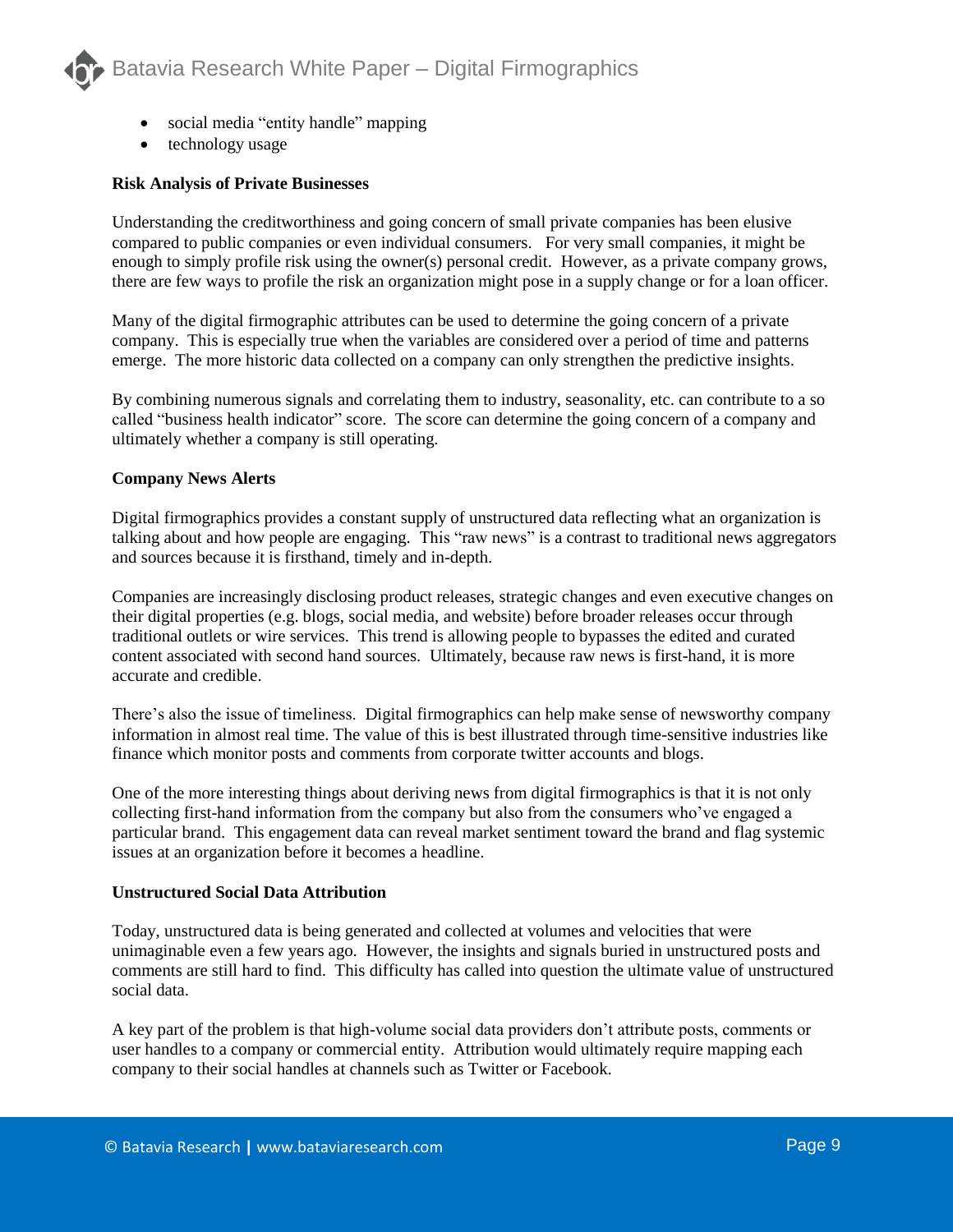- social media "entity handle" mapping
- technology usage

**Risk Analysis of Private Businesses**

Understanding the creditworthiness and going concern of small private companies has been elusive compared to public companies or even individual consumers. For very small companies, it might be enough to simply profile risk using the owner(s) personal credit. However, as a private company grows, there are few ways to profile the risk an organization might pose in a supply change or for a loan officer.

Many of the digital firmographic attributes can be used to determine the going concern of a private company. This is especially true when the variables are considered over a period of time and patterns emerge. The more historic data collected on a company can only strengthen the predictive insights.

By combining numerous signals and correlating them to industry, seasonality, etc. can contribute to a so called "business health indicator" score. The score can determine the going concern of a company and ultimately whether a company is still operating.

**Company News Alerts**

Digital firmographics provides a constant supply of unstructured data reflecting what an organization is talking about and how people are engaging. This "raw news" is a contrast to traditional news aggregators and sources because it is firsthand, timely and in-depth.

Companies are increasingly disclosing product releases, strategic changes and even executive changes on their digital properties (e.g. blogs, social media, and website) before broader releases occur through traditional outlets or wire services. This trend is allowing people to bypasses the edited and curated content associated with second hand sources. Ultimately, because raw news is first-hand, it is more accurate and credible.

There's also the issue of timeliness. Digital firmographics can help make sense of newsworthy company information in almost real time. The value of this is best illustrated through time-sensitive industries like finance which monitor posts and comments from corporate twitter accounts and blogs.

One of the more interesting things about deriving news from digital firmographics is that it is not only collecting first-hand information from the company but also from the consumers who've engaged a particular brand. This engagement data can reveal market sentiment toward the brand and flag systemic issues at an organization before it becomes a headline.

**Unstructured Social Data Attribution**

Today, unstructured data is being generated and collected at volumes and velocities that were unimaginable even a few years ago. However, the insights and signals buried in unstructured posts and comments are still hard to find. This difficulty has called into question the ultimate value of unstructured social data.

A key part of the problem is that high-volume social data providers don't attribute posts, comments or user handles to a company or commercial entity. Attribution would ultimately require mapping each company to their social handles at channels such as Twitter or Facebook.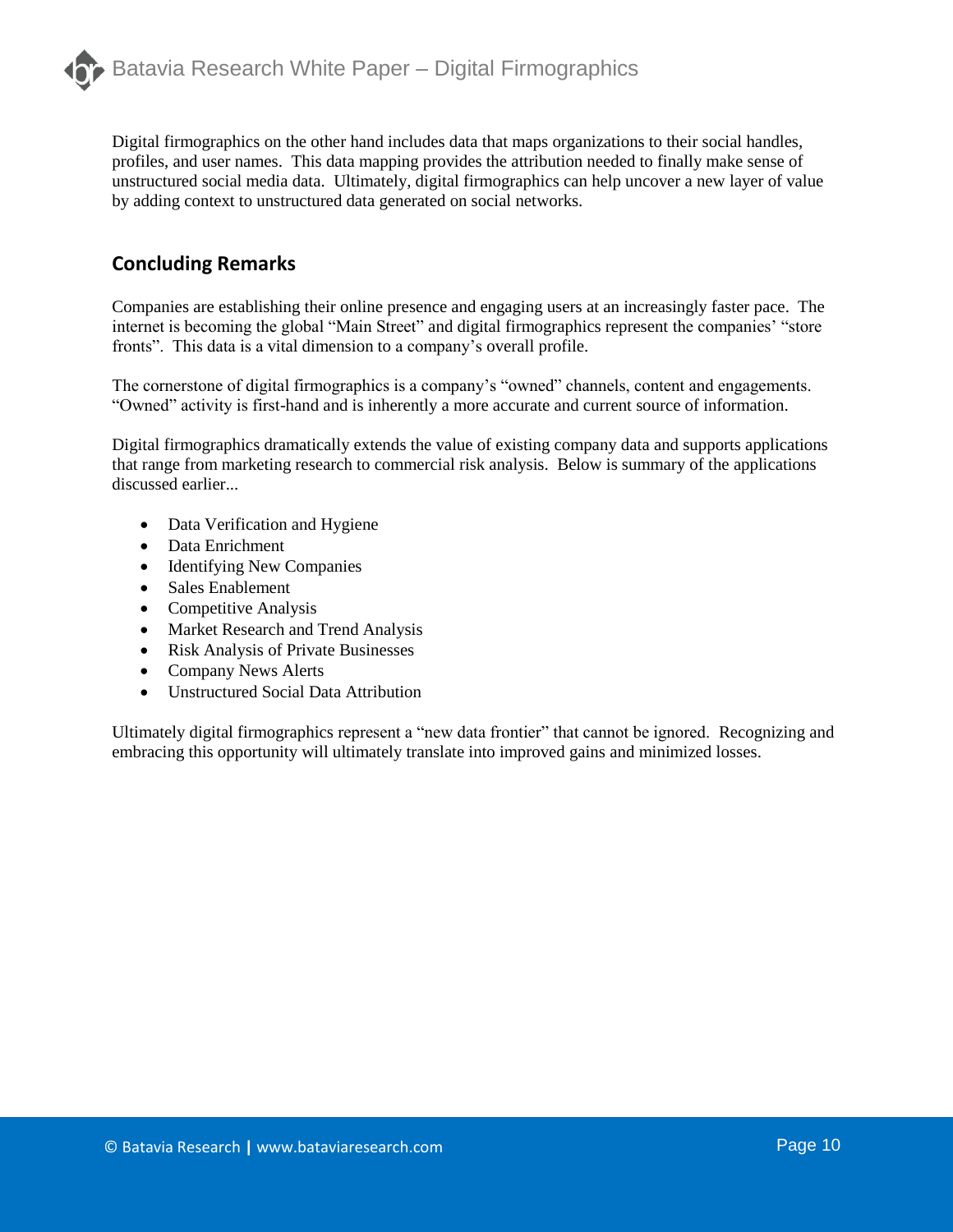Digital firmographics on the other hand includes data that maps organizations to their social handles, profiles, and user names. This data mapping provides the attribution needed to finally make sense of unstructured social media data. Ultimately, digital firmographics can help uncover a new layer of value by adding context to unstructured data generated on social networks.

## Concluding Remarks

Companies are establishing their online presence and engaging users at an increasingly faster pace. The internet is becoming the global "Main Street" and digital firmographics represent the companies' "store fronts". This data is a vital dimension to a company's overall profile.

The cornerstone of digital firmographics is a company's "owned" channels, content and engagements. "Owned" activity is first-hand and is inherently a more accurate and current source of information.

Digital firmographics dramatically extends the value of existing company data and supports applications that range from marketing research to commercial risk analysis. Below is summary of the applications discussed earlier...

- Data Verification and Hygiene
- Data Enrichment
- Identifying New Companies
- Sales Enablement
- Competitive Analysis
- Market Research and Trend Analysis
- Risk Analysis of Private Businesses
- Company News Alerts
- Unstructured Social Data Attribution

Ultimately digital firmographics represent a "new data frontier" that cannot be ignored. Recognizing and embracing this opportunity will ultimately translate into improved gains and minimized losses.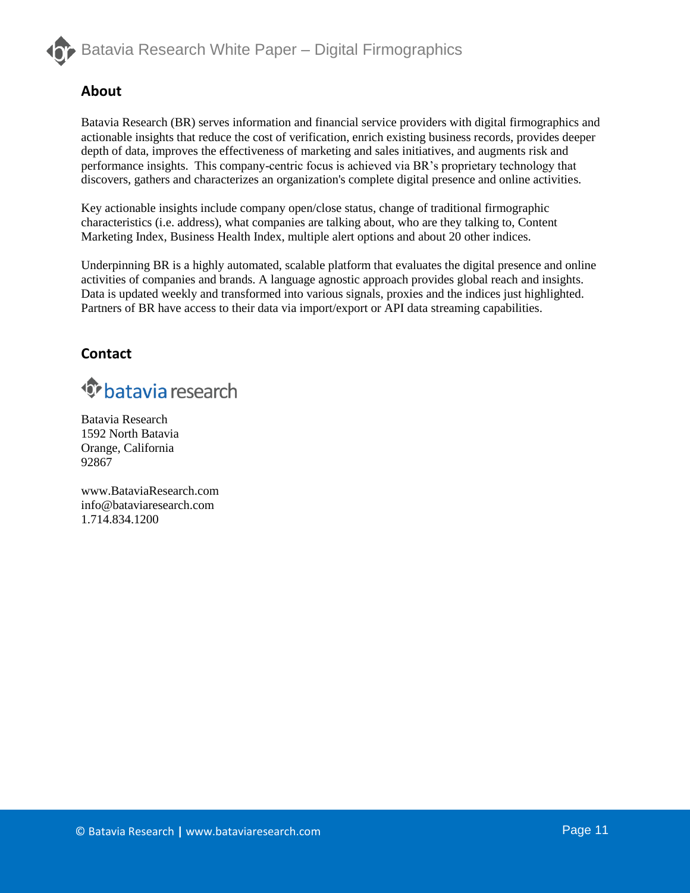## About

Batavia Research (BR) serves information and financial service providers with digital firmographics and actionable insights that reduce the cost of verification, enrich existing business records, provides deeper depth of data, improves the effectiveness of marketing and sales initiatives, and augments risk and performance insights. This company-centric focus is achieved via BR's proprietary technology that discovers, gathers and characterizes an organization's complete digital presence and online activities.

Key actionable insights include company open/close status, change of traditional firmographic characteristics (i.e. address), what companies are talking about, who are they talking to, Content Marketing Index, Business Health Index, multiple alert options and about 20 other indices.

Underpinning BR is a highly automated, scalable platform that evaluates the digital presence and online activities of companies and brands. A language agnostic approach provides global reach and insights. Data is updated weekly and transformed into various signals, proxies and the indices just highlighted. Partners of BR have access to their data via import/export or API data streaming capabilities.

## Contact

batavia research

Batavia Research
1592 North Batavia
Orange, California
92867

www.BataviaResearch.com
info@bataviaresearch.com
1.714.834.1200